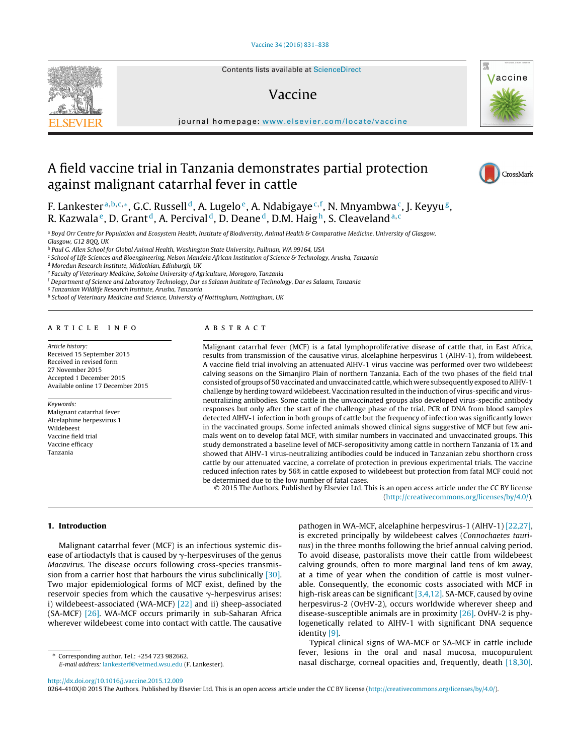# A field vaccine trial in Tanzania demonstrates partial protection against malignant catarrhal fever in cattle

F. Lankester[a,b,c,*], G.C. Russell[d], A. Lugelo[e], A. Ndabigaye[c,f], N. Mnyambwa[c], J. Keyyu[g], R. Kazwala[e], D. Grant[d], A. Percival[d], D. Deane[d], D.M. Haig[h], S. Cleaveland[a,c]

[a] Boyd Orr Centre for Population and Ecosystem Health, Institute of Biodiversity, Animal Health & Comparative Medicine, University of Glasgow, Glasgow, G12 8QQ, UK
[b] Paul G. Allen School for Global Animal Health, Washington State University, Pullman, WA 99164, USA
[c] School of Life Sciences and Bioengineering, Nelson Mandela African Institution of Science & Technology, Arusha, Tanzania
[d] Moredun Research Institute, Midlothian, Edinburgh, UK
[e] Faculty of Veterinary Medicine, Sokoine University of Agriculture, Morogoro, Tanzania
[f] Department of Science and Laboratory Technology, Dar es Salaam Institute of Technology, Dar es Salaam, Tanzania
[g] Tanzanian Wildlife Research Institute, Arusha, Tanzania
[h] School of Veterinary Medicine and Science, University of Nottingham, Nottingham, UK

## ARTICLE INFO

*Article history:*
Received 15 September 2015
Received in revised form
27 November 2015
Accepted 1 December 2015
Available online 17 December 2015

*Keywords:*
Malignant catarrhal fever
Alcelaphine herpesvirus 1
Wildebeest
Vaccine field trial
Vaccine efficacy
Tanzania

## ABSTRACT

Malignant catarrhal fever (MCF) is a fatal lymphoproliferative disease of cattle that, in East Africa, results from transmission of the causative virus, alcelaphine herpesvirus 1 (AlHV-1), from wildebeest. A vaccine field trial involving an attenuated AlHV-1 virus vaccine was performed over two wildebeest calving seasons on the Simanjiro Plain of northern Tanzania. Each of the two phases of the field trial consisted of groups of 50 vaccinated and unvaccinated cattle, which were subsequently exposed to AlHV-1 challenge by herding toward wildebeest. Vaccination resulted in the induction of virus-specific and virus-neutralizing antibodies. Some cattle in the unvaccinated groups also developed virus-specific antibody responses but only after the start of the challenge phase of the trial. PCR of DNA from blood samples detected AlHV-1 infection in both groups of cattle but the frequency of infection was significantly lower in the vaccinated groups. Some infected animals showed clinical signs suggestive of MCF but few animals went on to develop fatal MCF, with similar numbers in vaccinated and unvaccinated groups. This study demonstrated a baseline level of MCF-seropositivity among cattle in northern Tanzania of 1% and showed that AlHV-1 virus-neutralizing antibodies could be induced in Tanzanian zebu shorthorn cross cattle by our attenuated vaccine, a correlate of protection in previous experimental trials. The vaccine reduced infection rates by 56% in cattle exposed to wildebeest but protection from fatal MCF could not be determined due to the low number of fatal cases.

© 2015 The Authors. Published by Elsevier Ltd. This is an open access article under the CC BY license (http://creativecommons.org/licenses/by/4.0/).

## 1. Introduction

Malignant catarrhal fever (MCF) is an infectious systemic disease of artiodactyls that is caused by γ-herpesviruses of the genus *Macavirus*. The disease occurs following cross-species transmission from a carrier host that harbours the virus subclinically [30]. Two major epidemiological forms of MCF exist, defined by the reservoir species from which the causative γ-herpesvirus arises: i) wildebeest-associated (WA-MCF) [22] and ii) sheep-associated (SA-MCF) [26]. WA-MCF occurs primarily in sub-Saharan Africa wherever wildebeest come into contact with cattle. The causative pathogen in WA-MCF, alcelaphine herpesvirus-1 (AlHV-1) [22,27], is excreted principally by wildebeest calves (*Connochaetes taurinus*) in the three months following the brief annual calving period. To avoid disease, pastoralists move their cattle from wildebeest calving grounds, often to more marginal land tens of km away, at a time of year when the condition of cattle is most vulnerable. Consequently, the economic costs associated with MCF in high-risk areas can be significant [3,4,12]. SA-MCF, caused by ovine herpesvirus-2 (OvHV-2), occurs worldwide wherever sheep and disease-susceptible animals are in proximity [26]. OvHV-2 is phylogenetically related to AlHV-1 with significant DNA sequence identity [9].

Typical clinical signs of WA-MCF or SA-MCF in cattle include fever, lesions in the oral and nasal mucosa, mucopurulent nasal discharge, corneal opacities and, frequently, death [18,30].

* Corresponding author. Tel.: +254 723 982662.
E-mail address: lankesterf@vetmed.wsu.edu (F. Lankester).

http://dx.doi.org/10.1016/j.vaccine.2015.12.009
0264-410X/© 2015 The Authors. Published by Elsevier Ltd. This is an open access article under the CC BY license (http://creativecommons.org/licenses/by/4.0/).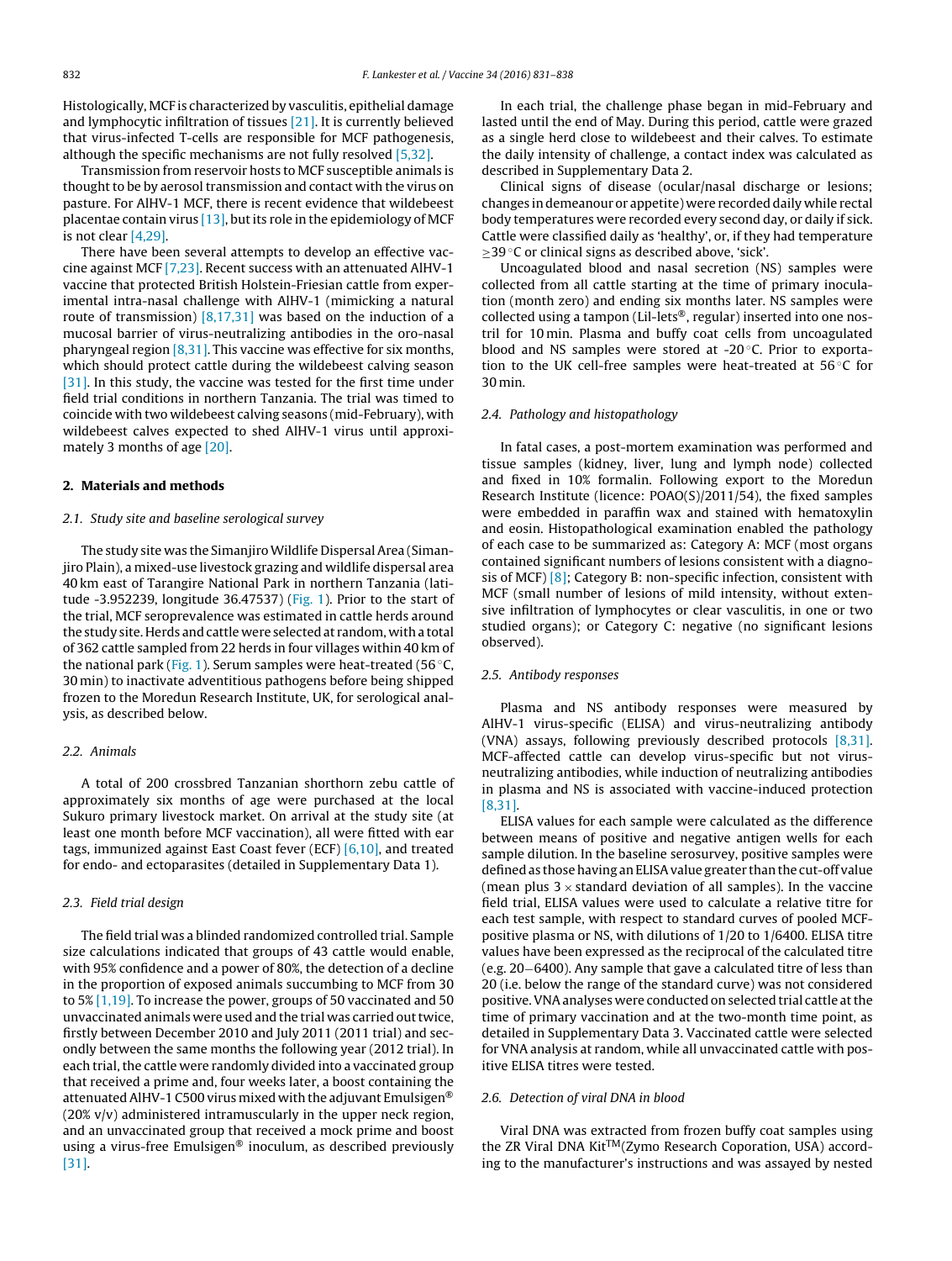Histologically, MCF is characterized by vasculitis, epithelial damage and lymphocytic infiltration of tissues [21]. It is currently believed that virus-infected T-cells are responsible for MCF pathogenesis, although the specific mechanisms are not fully resolved [5,32].

Transmission from reservoir hosts to MCF susceptible animals is thought to be by aerosol transmission and contact with the virus on pasture. For AlHV-1 MCF, there is recent evidence that wildebeest placentae contain virus [13], but its role in the epidemiology of MCF is not clear [4,29].

There have been several attempts to develop an effective vaccine against MCF [7,23]. Recent success with an attenuated AlHV-1 vaccine that protected British Holstein-Friesian cattle from experimental intra-nasal challenge with AlHV-1 (mimicking a natural route of transmission) [8,17,31] was based on the induction of a mucosal barrier of virus-neutralizing antibodies in the oro-nasal pharyngeal region [8,31]. This vaccine was effective for six months, which should protect cattle during the wildebeest calving season [31]. In this study, the vaccine was tested for the first time under field trial conditions in northern Tanzania. The trial was timed to coincide with two wildebeest calving seasons (mid-February), with wildebeest calves expected to shed AlHV-1 virus until approximately 3 months of age [20].

## 2. Materials and methods

### 2.1. Study site and baseline serological survey

The study site was the Simanjiro Wildlife Dispersal Area (Simanjiro Plain), a mixed-use livestock grazing and wildlife dispersal area 40 km east of Tarangire National Park in northern Tanzania (latitude -3.952239, longitude 36.47537) (Fig. 1). Prior to the start of the trial, MCF seroprevalence was estimated in cattle herds around the study site. Herds and cattle were selected at random, with a total of 362 cattle sampled from 22 herds in four villages within 40 km of the national park (Fig. 1). Serum samples were heat-treated (56 °C, 30 min) to inactivate adventitious pathogens before being shipped frozen to the Moredun Research Institute, UK, for serological analysis, as described below.

### 2.2. Animals

A total of 200 crossbred Tanzanian shorthorn zebu cattle of approximately six months of age were purchased at the local Sukuro primary livestock market. On arrival at the study site (at least one month before MCF vaccination), all were fitted with ear tags, immunized against East Coast fever (ECF) [6,10], and treated for endo- and ectoparasites (detailed in Supplementary Data 1).

### 2.3. Field trial design

The field trial was a blinded randomized controlled trial. Sample size calculations indicated that groups of 43 cattle would enable, with 95% confidence and a power of 80%, the detection of a decline in the proportion of exposed animals succumbing to MCF from 30 to 5% [1,19]. To increase the power, groups of 50 vaccinated and 50 unvaccinated animals were used and the trial was carried out twice, firstly between December 2010 and July 2011 (2011 trial) and secondly between the same months the following year (2012 trial). In each trial, the cattle were randomly divided into a vaccinated group that received a prime and, four weeks later, a boost containing the attenuated AlHV-1 C500 virus mixed with the adjuvant Emulsigen® (20% v/v) administered intramuscularly in the upper neck region, and an unvaccinated group that received a mock prime and boost using a virus-free Emulsigen® inoculum, as described previously [31].

In each trial, the challenge phase began in mid-February and lasted until the end of May. During this period, cattle were grazed as a single herd close to wildebeest and their calves. To estimate the daily intensity of challenge, a contact index was calculated as described in Supplementary Data 2.

Clinical signs of disease (ocular/nasal discharge or lesions; changes in demeanour or appetite) were recorded daily while rectal body temperatures were recorded every second day, or daily if sick. Cattle were classified daily as 'healthy', or, if they had temperature ≥39 °C or clinical signs as described above, 'sick'.

Uncoagulated blood and nasal secretion (NS) samples were collected from all cattle starting at the time of primary inoculation (month zero) and ending six months later. NS samples were collected using a tampon (Lil-lets®, regular) inserted into one nostril for 10 min. Plasma and buffy coat cells from uncoagulated blood and NS samples were stored at -20 °C. Prior to exportation to the UK cell-free samples were heat-treated at 56 °C for 30 min.

### 2.4. Pathology and histopathology

In fatal cases, a post-mortem examination was performed and tissue samples (kidney, liver, lung and lymph node) collected and fixed in 10% formalin. Following export to the Moredun Research Institute (licence: POAO(S)/2011/54), the fixed samples were embedded in paraffin wax and stained with hematoxylin and eosin. Histopathological examination enabled the pathology of each case to be summarized as: Category A: MCF (most organs contained significant numbers of lesions consistent with a diagnosis of MCF) [8]; Category B: non-specific infection, consistent with MCF (small number of lesions of mild intensity, without extensive infiltration of lymphocytes or clear vasculitis, in one or two studied organs); or Category C: negative (no significant lesions observed).

### 2.5. Antibody responses

Plasma and NS antibody responses were measured by AlHV-1 virus-specific (ELISA) and virus-neutralizing antibody (VNA) assays, following previously described protocols [8,31]. MCF-affected cattle can develop virus-specific but not virus-neutralizing antibodies, while induction of neutralizing antibodies in plasma and NS is associated with vaccine-induced protection [8,31].

ELISA values for each sample were calculated as the difference between means of positive and negative antigen wells for each sample dilution. In the baseline serosurvey, positive samples were defined as those having an ELISA value greater than the cut-off value (mean plus 3 × standard deviation of all samples). In the vaccine field trial, ELISA values were used to calculate a relative titre for each test sample, with respect to standard curves of pooled MCF-positive plasma or NS, with dilutions of 1/20 to 1/6400. ELISA titre values have been expressed as the reciprocal of the calculated titre (e.g. 20–6400). Any sample that gave a calculated titre of less than 20 (i.e. below the range of the standard curve) was not considered positive. VNA analyses were conducted on selected trial cattle at the time of primary vaccination and at the two-month time point, as detailed in Supplementary Data 3. Vaccinated cattle were selected for VNA analysis at random, while all unvaccinated cattle with positive ELISA titres were tested.

### 2.6. Detection of viral DNA in blood

Viral DNA was extracted from frozen buffy coat samples using the ZR Viral DNA Kit™ (Zymo Research Coporation, USA) according to the manufacturer's instructions and was assayed by nested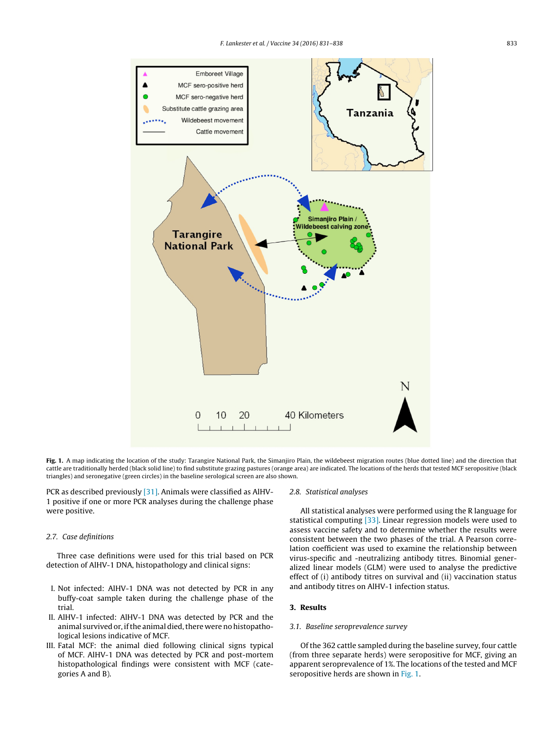**Fig. 1.** A map indicating the location of the study: Tarangire National Park, the Simanjiro Plain, the wildebeest migration routes (blue dotted line) and the direction that cattle are traditionally herded (black solid line) to find substitute grazing pastures (orange area) are indicated. The locations of the herds that tested MCF seropositive (black triangles) and seronegative (green circles) in the baseline serological screen are also shown.

PCR as described previously [31]. Animals were classified as AlHV-1 positive if one or more PCR analyses during the challenge phase were positive.

### 2.7. Case definitions

Three case definitions were used for this trial based on PCR detection of AlHV-1 DNA, histopathology and clinical signs:

I. Not infected: AlHV-1 DNA was not detected by PCR in any buffy-coat sample taken during the challenge phase of the trial.
II. AlHV-1 infected: AlHV-1 DNA was detected by PCR and the animal survived or, if the animal died, there were no histopathological lesions indicative of MCF.
III. Fatal MCF: the animal died following clinical signs typical of MCF. AlHV-1 DNA was detected by PCR and post-mortem histopathological findings were consistent with MCF (categories A and B).

### 2.8. Statistical analyses

All statistical analyses were performed using the R language for statistical computing [33]. Linear regression models were used to assess vaccine safety and to determine whether the results were consistent between the two phases of the trial. A Pearson correlation coefficient was used to examine the relationship between virus-specific and -neutralizing antibody titres. Binomial generalized linear models (GLM) were used to analyse the predictive effect of (i) antibody titres on survival and (ii) vaccination status and antibody titres on AlHV-1 infection status.

## 3. Results

### 3.1. Baseline seroprevalence survey

Of the 362 cattle sampled during the baseline survey, four cattle (from three separate herds) were seropositive for MCF, giving an apparent seroprevalence of 1%. The locations of the tested and MCF seropositive herds are shown in Fig. 1.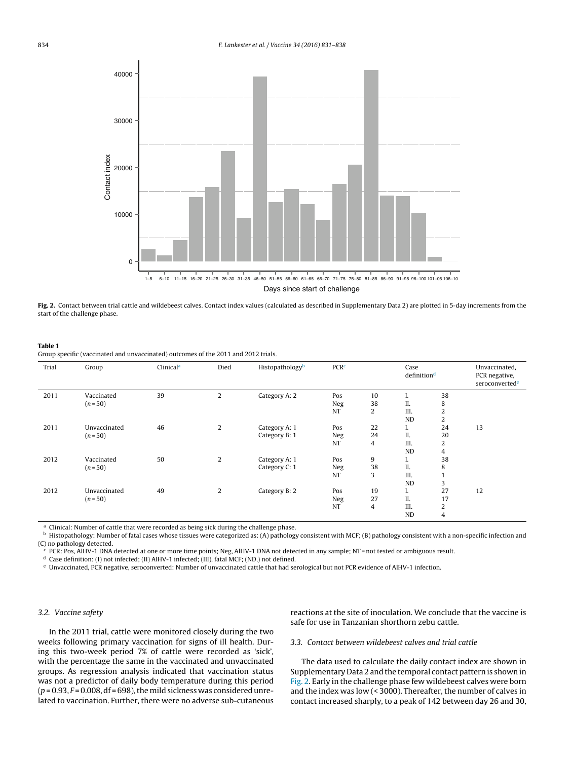**Fig. 2.** Contact between trial cattle and wildebeest calves. Contact index values (calculated as described in Supplementary Data 2) are plotted in 5-day increments from the start of the challenge phase.

**Table 1**
Group specific (vaccinated and unvaccinated) outcomes of the 2011 and 2012 trials.

| Trial | Group | Clinical[a] | Died | Histopathology[b] | PCR[c] | | Case definition[d] | | Unvaccinated, PCR negative, seroconverted[e] |
|---|---|---|---|---|---|---|---|---|---|
| 2011 | Vaccinated (n = 50) | 39 | 2 | Category A: 2 | Pos<br>Neg<br>NT | 10<br>38<br>2 | I.<br>II.<br>III.<br>ND | 38<br>8<br>2<br>2 | |
| 2011 | Unvaccinated (n = 50) | 46 | 2 | Category A: 1<br>Category B: 1 | Pos<br>Neg<br>NT | 22<br>24<br>4 | I.<br>II.<br>III.<br>ND | 24<br>20<br>2<br>4 | 13 |
| 2012 | Vaccinated (n = 50) | 50 | 2 | Category A: 1<br>Category C: 1 | Pos<br>Neg<br>NT | 9<br>38<br>3 | I.<br>II.<br>III.<br>ND | 38<br>8<br>1<br>3 | |
| 2012 | Unvaccinated (n = 50) | 49 | 2 | Category B: 2 | Pos<br>Neg<br>NT | 19<br>27<br>4 | I.<br>II.<br>III.<br>ND | 27<br>17<br>2<br>4 | 12 |

[a] Clinical: Number of cattle that were recorded as being sick during the challenge phase.
[b] Histopathology: Number of fatal cases whose tissues were categorized as: (A) pathology consistent with MCF; (B) pathology consistent with a non-specific infection and (C) no pathology detected.
[c] PCR: Pos, AlHV-1 DNA detected at one or more time points; Neg, AlHV-1 DNA not detected in any sample; NT = not tested or ambiguous result.
[d] Case definition: (I) not infected; (II) AlHV-1 infected; (III), fatal MCF; (ND,) not defined.
[e] Unvaccinated, PCR negative, seroconverted: Number of unvaccinated cattle that had serological but not PCR evidence of AlHV-1 infection.

### 3.2. Vaccine safety

In the 2011 trial, cattle were monitored closely during the two weeks following primary vaccination for signs of ill health. During this two-week period 7% of cattle were recorded as 'sick', with the percentage the same in the vaccinated and unvaccinated groups. As regression analysis indicated that vaccination status was not a predictor of daily body temperature during this period ($p = 0.93, F = 0.008, df = 698$), the mild sickness was considered unrelated to vaccination. Further, there were no adverse sub-cutaneous reactions at the site of inoculation. We conclude that the vaccine is safe for use in Tanzanian shorthorn zebu cattle.

### 3.3. Contact between wildebeest calves and trial cattle

The data used to calculate the daily contact index are shown in Supplementary Data 2 and the temporal contact pattern is shown in Fig. 2. Early in the challenge phase few wildebeest calves were born and the index was low (< 3000). Thereafter, the number of calves in contact increased sharply, to a peak of 142 between day 26 and 30,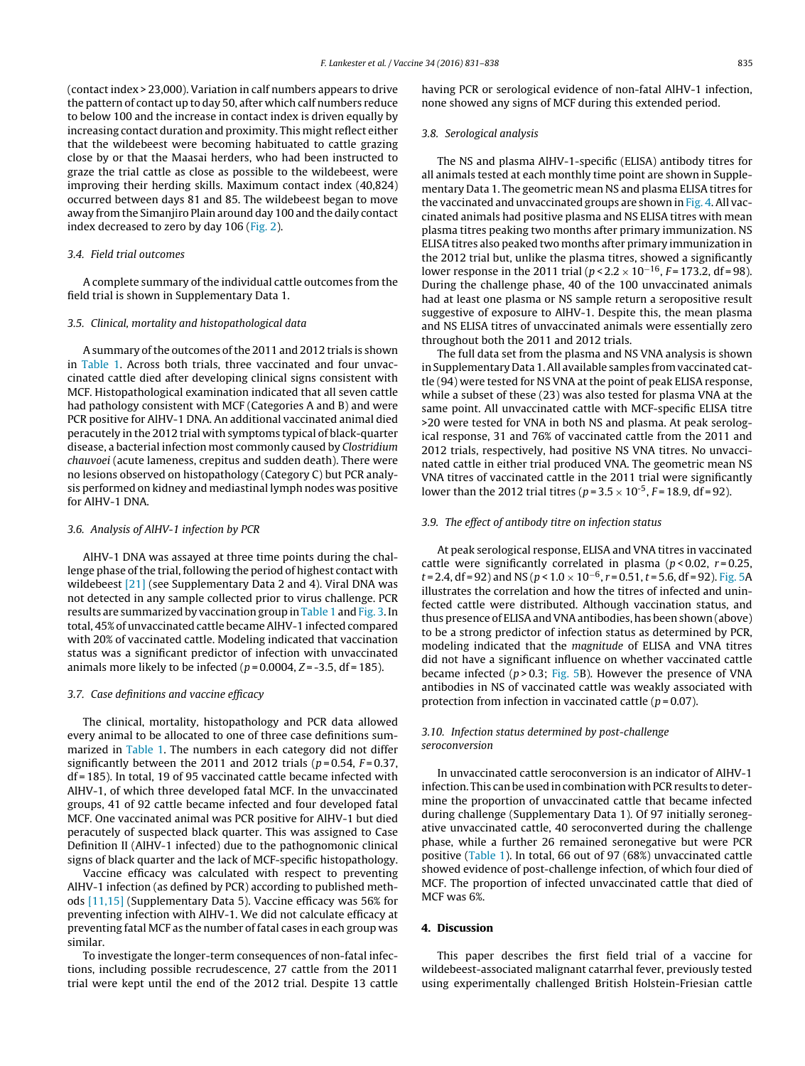(contact index > 23,000). Variation in calf numbers appears to drive the pattern of contact up to day 50, after which calf numbers reduce to below 100 and the increase in contact index is driven equally by increasing contact duration and proximity. This might reflect either that the wildebeest were becoming habituated to cattle grazing close by or that the Maasai herders, who had been instructed to graze the trial cattle as close as possible to the wildebeest, were improving their herding skills. Maximum contact index (40,824) occurred between days 81 and 85. The wildebeest began to move away from the Simanjiro Plain around day 100 and the daily contact index decreased to zero by day 106 (Fig. 2).

### 3.4. Field trial outcomes

A complete summary of the individual cattle outcomes from the field trial is shown in Supplementary Data 1.

### 3.5. Clinical, mortality and histopathological data

A summary of the outcomes of the 2011 and 2012 trials is shown in Table 1. Across both trials, three vaccinated and four unvaccinated cattle died after developing clinical signs consistent with MCF. Histopathological examination indicated that all seven cattle had pathology consistent with MCF (Categories A and B) and were PCR positive for AlHV-1 DNA. An additional vaccinated animal died peracutely in the 2012 trial with symptoms typical of black-quarter disease, a bacterial infection most commonly caused by *Clostridium chauvoei* (acute lameness, crepitus and sudden death). There were no lesions observed on histopathology (Category C) but PCR analysis performed on kidney and mediastinal lymph nodes was positive for AlHV-1 DNA.

### 3.6. Analysis of AlHV-1 infection by PCR

AlHV-1 DNA was assayed at three time points during the challenge phase of the trial, following the period of highest contact with wildebeest [21] (see Supplementary Data 2 and 4). Viral DNA was not detected in any sample collected prior to virus challenge. PCR results are summarized by vaccination group in Table 1 and Fig. 3. In total, 45% of unvaccinated cattle became AlHV-1 infected compared with 20% of vaccinated cattle. Modeling indicated that vaccination status was a significant predictor of infection with unvaccinated animals more likely to be infected ($p = 0.0004$, $Z = -3.5$, df = 185).

### 3.7. Case definitions and vaccine efficacy

The clinical, mortality, histopathology and PCR data allowed every animal to be allocated to one of three case definitions summarized in Table 1. The numbers in each category did not differ significantly between the 2011 and 2012 trials ($p = 0.54$, $F = 0.37$, df = 185). In total, 19 of 95 vaccinated cattle became infected with AlHV-1, of which three developed fatal MCF. In the unvaccinated groups, 41 of 92 cattle became infected and four developed fatal MCF. One vaccinated animal was PCR positive for AlHV-1 but died peracutely of suspected black quarter. This was assigned to Case Definition II (AlHV-1 infected) due to the pathognomonic clinical signs of black quarter and the lack of MCF-specific histopathology.

Vaccine efficacy was calculated with respect to preventing AlHV-1 infection (as defined by PCR) according to published methods [11,15] (Supplementary Data 5). Vaccine efficacy was 56% for preventing infection with AlHV-1. We did not calculate efficacy at preventing fatal MCF as the number of fatal cases in each group was similar.

To investigate the longer-term consequences of non-fatal infections, including possible recrudescence, 27 cattle from the 2011 trial were kept until the end of the 2012 trial. Despite 13 cattle having PCR or serological evidence of non-fatal AlHV-1 infection, none showed any signs of MCF during this extended period.

### 3.8. Serological analysis

The NS and plasma AlHV-1-specific (ELISA) antibody titres for all animals tested at each monthly time point are shown in Supplementary Data 1. The geometric mean NS and plasma ELISA titres for the vaccinated and unvaccinated groups are shown in Fig. 4. All vaccinated animals had positive plasma and NS ELISA titres with mean plasma titres peaking two months after primary immunization. NS ELISA titres also peaked two months after primary immunization in the 2012 trial but, unlike the plasma titres, showed a significantly lower response in the 2011 trial ($p < 2.2 \times 10^{-16}$, $F = 173.2$, df = 98). During the challenge phase, 40 of the 100 unvaccinated animals had at least one plasma or NS sample return a seropositive result suggestive of exposure to AlHV-1. Despite this, the mean plasma and NS ELISA titres of unvaccinated animals were essentially zero throughout both the 2011 and 2012 trials.

The full data set from the plasma and NS VNA analysis is shown in Supplementary Data 1. All available samples from vaccinated cattle (94) were tested for NS VNA at the point of peak ELISA response, while a subset of these (23) was also tested for plasma VNA at the same point. All unvaccinated cattle with MCF-specific ELISA titre >20 were tested for VNA in both NS and plasma. At peak serological response, 31 and 76% of vaccinated cattle from the 2011 and 2012 trials, respectively, had positive NS VNA titres. No unvaccinated cattle in either trial produced VNA. The geometric mean NS VNA titres of vaccinated cattle in the 2011 trial were significantly lower than the 2012 trial titres ($p = 3.5 \times 10^{-5}$, $F = 18.9$, df = 92).

### 3.9. The effect of antibody titre on infection status

At peak serological response, ELISA and VNA titres in vaccinated cattle were significantly correlated in plasma ($p < 0.02$, $r = 0.25$, $t = 2.4$, df = 92) and NS ($p < 1.0 \times 10^{-6}$, $r = 0.51$, $t = 5.6$, df = 92). Fig. 5A illustrates the correlation and how the titres of infected and uninfected cattle were distributed. Although vaccination status, and thus presence of ELISA and VNA antibodies, has been shown (above) to be a strong predictor of infection status as determined by PCR, modeling indicated that the *magnitude* of ELISA and VNA titres did not have a significant influence on whether vaccinated cattle became infected ($p > 0.3$; Fig. 5B). However the presence of VNA antibodies in NS of vaccinated cattle was weakly associated with protection from infection in vaccinated cattle ($p = 0.07$).

### 3.10. Infection status determined by post-challenge seroconversion

In unvaccinated cattle seroconversion is an indicator of AlHV-1 infection. This can be used in combination with PCR results to determine the proportion of unvaccinated cattle that became infected during challenge (Supplementary Data 1). Of 97 initially seronegative unvaccinated cattle, 40 seroconverted during the challenge phase, while a further 26 remained seronegative but were PCR positive (Table 1). In total, 66 out of 97 (68%) unvaccinated cattle showed evidence of post-challenge infection, of which four died of MCF. The proportion of infected unvaccinated cattle that died of MCF was 6%.

## 4. Discussion

This paper describes the first field trial of a vaccine for wildebeest-associated malignant catarrhal fever, previously tested using experimentally challenged British Holstein-Friesian cattle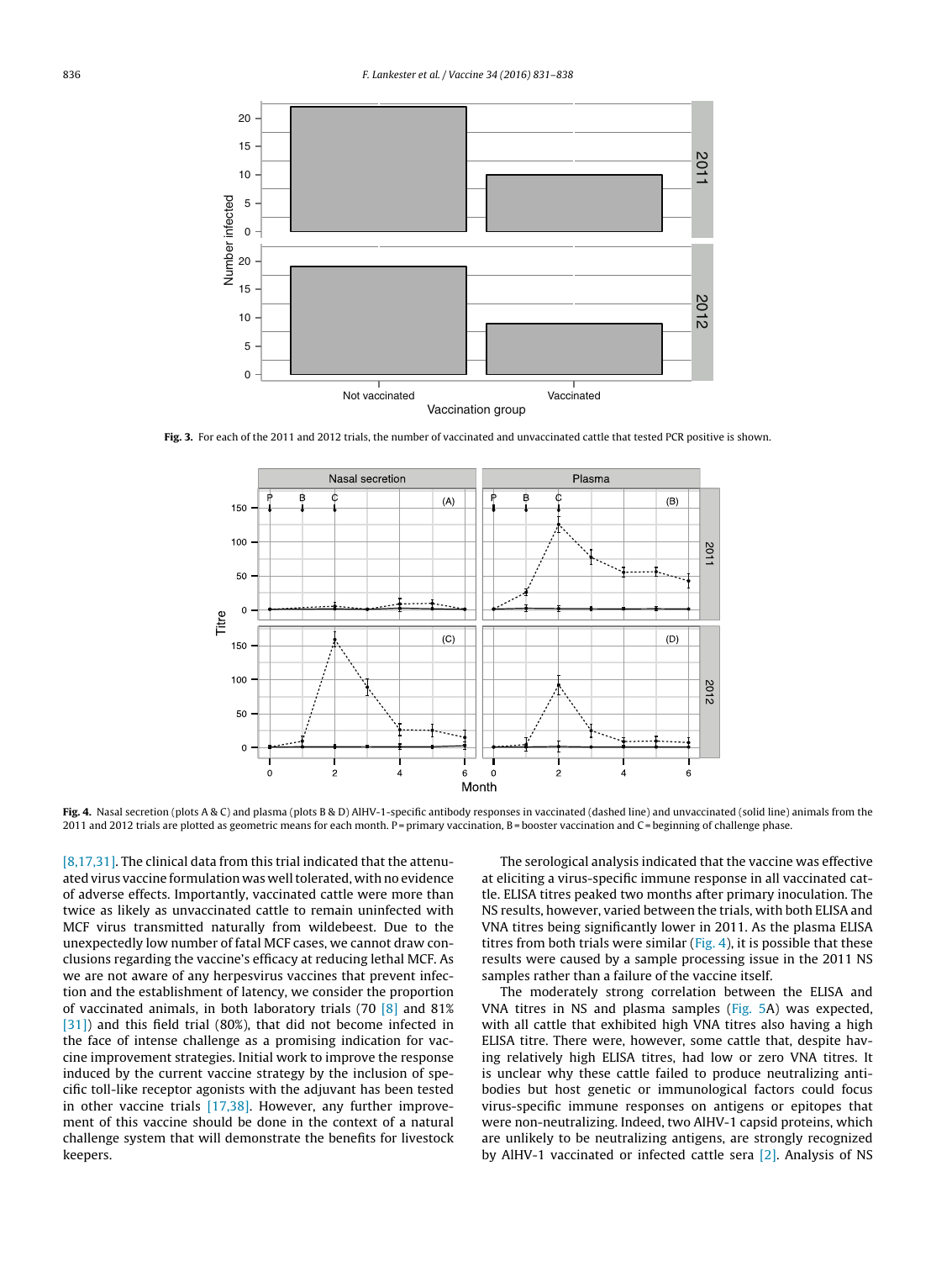Fig. 3. For each of the 2011 and 2012 trials, the number of vaccinated and unvaccinated cattle that tested PCR positive is shown.

Fig. 4. Nasal secretion (plots A & C) and plasma (plots B & D) AlHV-1-specific antibody responses in vaccinated (dashed line) and unvaccinated (solid line) animals from the 2011 and 2012 trials are plotted as geometric means for each month. P = primary vaccination, B = booster vaccination and C = beginning of challenge phase.

[8,17,31]. The clinical data from this trial indicated that the attenuated virus vaccine formulation was well tolerated, with no evidence of adverse effects. Importantly, vaccinated cattle were more than twice as likely as unvaccinated cattle to remain uninfected with MCF virus transmitted naturally from wildebeest. Due to the unexpectedly low number of fatal MCF cases, we cannot draw conclusions regarding the vaccine's efficacy at reducing lethal MCF. As we are not aware of any herpesvirus vaccines that prevent infection and the establishment of latency, we consider the proportion of vaccinated animals, in both laboratory trials (70 [8] and 81% [31]) and this field trial (80%), that did not become infected in the face of intense challenge as a promising indication for vaccine improvement strategies. Initial work to improve the response induced by the current vaccine strategy by the inclusion of specific toll-like receptor agonists with the adjuvant has been tested in other vaccine trials [17,38]. However, any further improvement of this vaccine should be done in the context of a natural challenge system that will demonstrate the benefits for livestock keepers.

The serological analysis indicated that the vaccine was effective at eliciting a virus-specific immune response in all vaccinated cattle. ELISA titres peaked two months after primary inoculation. The NS results, however, varied between the trials, with both ELISA and VNA titres being significantly lower in 2011. As the plasma ELISA titres from both trials were similar (Fig. 4), it is possible that these results were caused by a sample processing issue in the 2011 NS samples rather than a failure of the vaccine itself.

The moderately strong correlation between the ELISA and VNA titres in NS and plasma samples (Fig. 5A) was expected, with all cattle that exhibited high VNA titres also having a high ELISA titre. There were, however, some cattle that, despite having relatively high ELISA titres, had low or zero VNA titres. It is unclear why these cattle failed to produce neutralizing antibodies but host genetic or immunological factors could focus virus-specific immune responses on antigens or epitopes that were non-neutralizing. Indeed, two AlHV-1 capsid proteins, which are unlikely to be neutralizing antigens, are strongly recognized by AlHV-1 vaccinated or infected cattle sera [2]. Analysis of NS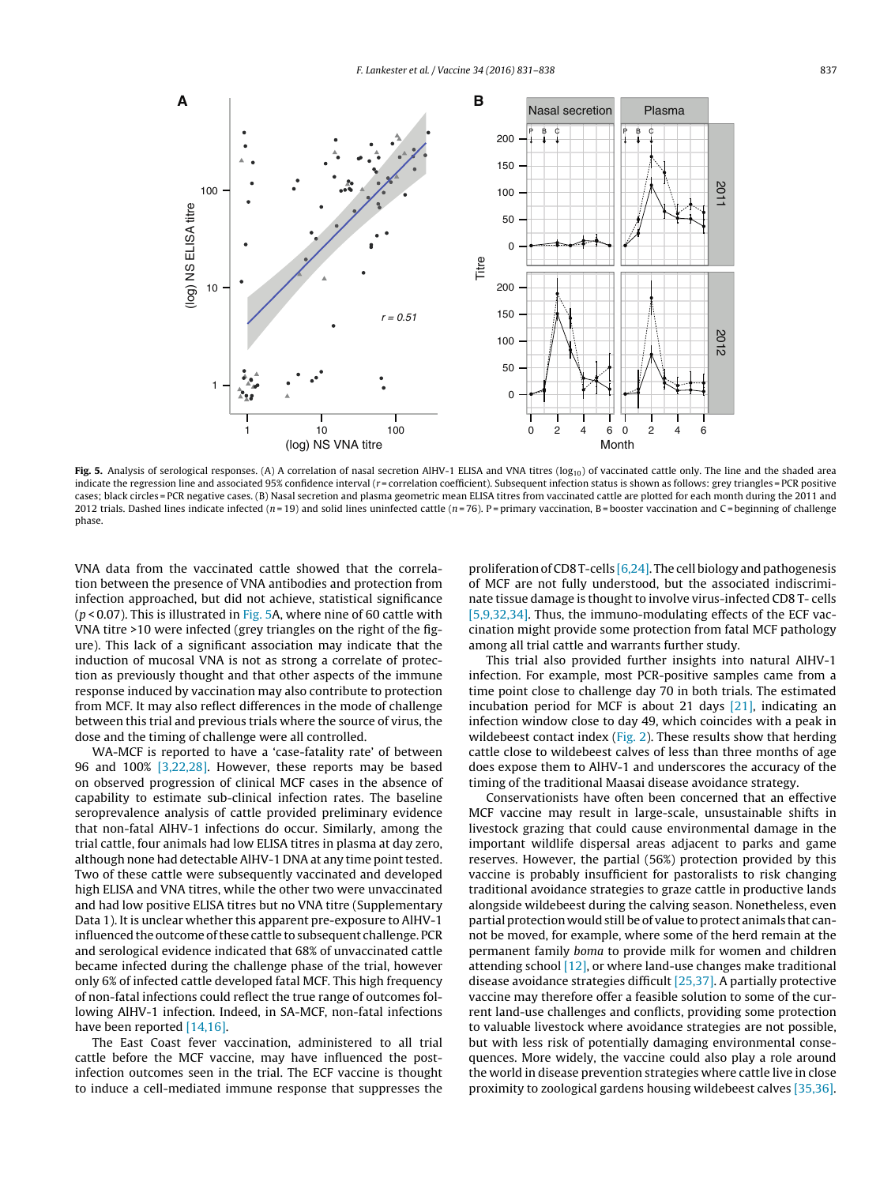**Fig. 5.** Analysis of serological responses. (A) A correlation of nasal secretion AlHV-1 ELISA and VNA titres ($\log_{10}$) of vaccinated cattle only. The line and the shaded area indicate the regression line and associated 95% confidence interval ($r$ = correlation coefficient). Subsequent infection status is shown as follows: grey triangles = PCR positive cases; black circles = PCR negative cases. (B) Nasal secretion and plasma geometric mean ELISA titres from vaccinated cattle are plotted for each month during the 2011 and 2012 trials. Dashed lines indicate infected ($n$ = 19) and solid lines uninfected cattle ($n$ = 76). P = primary vaccination, B = booster vaccination and C = beginning of challenge phase.

VNA data from the vaccinated cattle showed that the correlation between the presence of VNA antibodies and protection from infection approached, but did not achieve, statistical significance ($p < 0.07$). This is illustrated in Fig. 5A, where nine of 60 cattle with VNA titre >10 were infected (grey triangles on the right of the figure). This lack of a significant association may indicate that the induction of mucosal VNA is not as strong a correlate of protection as previously thought and that other aspects of the immune response induced by vaccination may also contribute to protection from MCF. It may also reflect differences in the mode of challenge between this trial and previous trials where the source of virus, the dose and the timing of challenge were all controlled.

WA-MCF is reported to have a 'case-fatality rate' of between 96 and 100% [3,22,28]. However, these reports may be based on observed progression of clinical MCF cases in the absence of capability to estimate sub-clinical infection rates. The baseline seroprevalence analysis of cattle provided preliminary evidence that non-fatal AlHV-1 infections do occur. Similarly, among the trial cattle, four animals had low ELISA titres in plasma at day zero, although none had detectable AlHV-1 DNA at any time point tested. Two of these cattle were subsequently vaccinated and developed high ELISA and VNA titres, while the other two were unvaccinated and had low positive ELISA titres but no VNA titre (Supplementary Data 1). It is unclear whether this apparent pre-exposure to AlHV-1 influenced the outcome of these cattle to subsequent challenge. PCR and serological evidence indicated that 68% of unvaccinated cattle became infected during the challenge phase of the trial, however only 6% of infected cattle developed fatal MCF. This high frequency of non-fatal infections could reflect the true range of outcomes following AlHV-1 infection. Indeed, in SA-MCF, non-fatal infections have been reported [14,16].

The East Coast fever vaccination, administered to all trial cattle before the MCF vaccine, may have influenced the post-infection outcomes seen in the trial. The ECF vaccine is thought to induce a cell-mediated immune response that suppresses the proliferation of CD8 T-cells [6,24]. The cell biology and pathogenesis of MCF are not fully understood, but the associated indiscriminate tissue damage is thought to involve virus-infected CD8 T- cells [5,9,32,34]. Thus, the immuno-modulating effects of the ECF vaccination might provide some protection from fatal MCF pathology among all trial cattle and warrants further study.

This trial also provided further insights into natural AlHV-1 infection. For example, most PCR-positive samples came from a time point close to challenge day 70 in both trials. The estimated incubation period for MCF is about 21 days [21], indicating an infection window close to day 49, which coincides with a peak in wildebeest contact index (Fig. 2). These results show that herding cattle close to wildebeest calves of less than three months of age does expose them to AlHV-1 and underscores the accuracy of the timing of the traditional Maasai disease avoidance strategy.

Conservationists have often been concerned that an effective MCF vaccine may result in large-scale, unsustainable shifts in livestock grazing that could cause environmental damage in the important wildlife dispersal areas adjacent to parks and game reserves. However, the partial (56%) protection provided by this vaccine is probably insufficient for pastoralists to risk changing traditional avoidance strategies to graze cattle in productive lands alongside wildebeest during the calving season. Nonetheless, even partial protection would still be of value to protect animals that cannot be moved, for example, where some of the herd remain at the permanent family *boma* to provide milk for women and children attending school [12], or where land-use changes make traditional disease avoidance strategies difficult [25,37]. A partially protective vaccine may therefore offer a feasible solution to some of the current land-use challenges and conflicts, providing some protection to valuable livestock where avoidance strategies are not possible, but with less risk of potentially damaging environmental consequences. More widely, the vaccine could also play a role around the world in disease prevention strategies where cattle live in close proximity to zoological gardens housing wildebeest calves [35,36].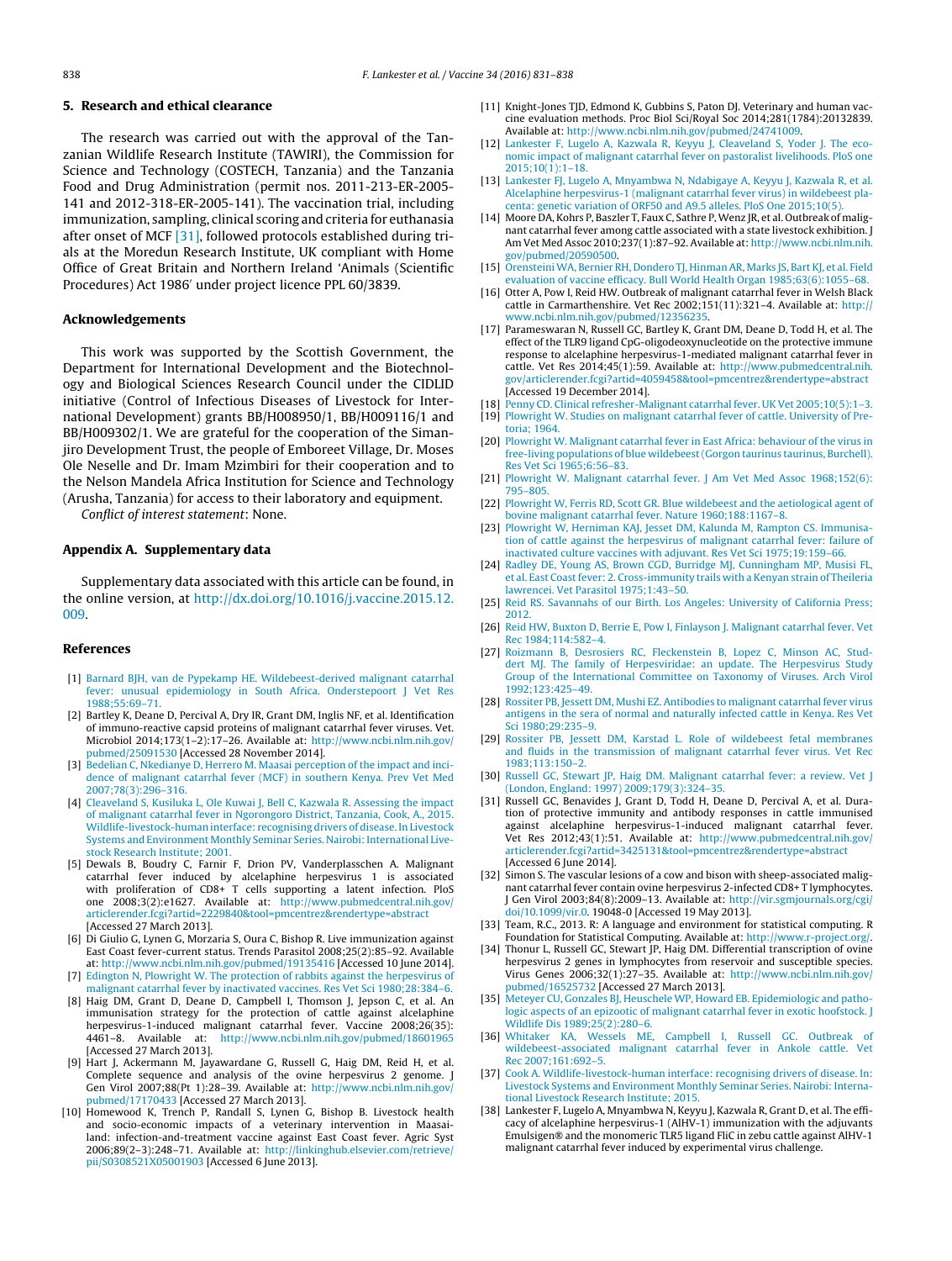## 5. Research and ethical clearance

The research was carried out with the approval of the Tanzanian Wildlife Research Institute (TAWIRI), the Commission for Science and Technology (COSTECH, Tanzania) and the Tanzania Food and Drug Administration (permit nos. 2011-213-ER-2005-141 and 2012-318-ER-2005-141). The vaccination trial, including immunization, sampling, clinical scoring and criteria for euthanasia after onset of MCF [31], followed protocols established during trials at the Moredun Research Institute, UK compliant with Home Office of Great Britain and Northern Ireland 'Animals (Scientific Procedures) Act 1986' under project licence PPL 60/3839.

## Acknowledgements

This work was supported by the Scottish Government, the Department for International Development and the Biotechnology and Biological Sciences Research Council under the CIDLID initiative (Control of Infectious Diseases of Livestock for International Development) grants BB/H008950/1, BB/H009116/1 and BB/H009302/1. We are grateful for the cooperation of the Simanjiro Development Trust, the people of Emboreet Village, Dr. Moses Ole Neselle and Dr. Imam Mzimbiri for their cooperation and to the Nelson Mandela Africa Institution for Science and Technology (Arusha, Tanzania) for access to their laboratory and equipment.

*Conflict of interest statement*: None.

## Appendix A. Supplementary data

Supplementary data associated with this article can be found, in the online version, at http://dx.doi.org/10.1016/j.vaccine.2015.12.009.

## References

[1] Barnard BJH, van de Pypekamp HE. Wildebeest-derived malignant catarrhal fever: unusual epidemiology in South Africa. Onderstepoort J Vet Res 1988;55:69–71.

[2] Bartley K, Deane D, Percival A, Dry IR, Grant DM, Inglis NF, et al. Identification of immuno-reactive capsid proteins of malignant catarrhal fever viruses. Vet. Microbiol 2014;173(1–2):17–26. Available at: http://www.ncbi.nlm.nih.gov/pubmed/25091530 [Accessed 28 November 2014].

[3] Bedelian C, Nkedianye D, Herrero M. Maasai perception of the impact and incidence of malignant catarrhal fever (MCF) in southern Kenya. Prev Vet Med 2007;78(3):296–316.

[4] Cleaveland S, Kusiluka L, Ole Kuwai J, Bell C, Kazwala R. Assessing the impact of malignant catarrhal fever in Ngorongoro District, Tanzania, Cook, A., 2015. Wildlife-livestock-human interface: recognising drivers of disease. In Livestock Systems and Environment Monthly Seminar Series. Nairobi: International Livestock Research Institute; 2001.

[5] Dewals B, Boudry C, Farnir F, Drion PV, Vanderplasschen A. Malignant catarrhal fever induced by alcelaphine herpesvirus 1 is associated with proliferation of CD8+ T cells supporting a latent infection. PloS one 2008;3(2):e1627. Available at: http://www.pubmedcentral.nih.gov/articlerender.fcgi?artid=2229840&tool=pmcentrez&rendertype=abstract [Accessed 27 March 2013].

[6] Di Giulio G, Lynen G, Morzaria S, Oura C, Bishop R. Live immunization against East Coast fever-current status. Trends Parasitol 2008;25(2):85–92. Available at: http://www.ncbi.nlm.nih.gov/pubmed/19135416 [Accessed 10 June 2014].

[7] Edington N, Plowright W. The protection of rabbits against the herpesvirus of malignant catarrhal fever by inactivated vaccines. Res Vet Sci 1980;28:384–6.

[8] Haig DM, Grant D, Deane D, Campbell I, Thomson J, Jepson C, et al. An immunisation strategy for the protection of cattle against alcelaphine herpesvirus-1-induced malignant catarrhal fever. Vaccine 2008;26(35):4461–8. Available at: http://www.ncbi.nlm.nih.gov/pubmed/18601965 [Accessed 27 March 2013].

[9] Hart J, Ackermann M, Jayawardane G, Russell G, Haig DM, Reid H, et al. Complete sequence and analysis of the ovine herpesvirus 2 genome. J Gen Virol 2007;88(Pt 1):28–39. Available at: http://www.ncbi.nlm.nih.gov/pubmed/17170433 [Accessed 27 March 2013].

[10] Homewood K, Trench P, Randall S, Lynen G, Bishop B. Livestock health and socio-economic impacts of a veterinary intervention in Maasailand: infection-and-treatment vaccine against East Coast fever. Agric Syst 2006;89(2–3):248–71. Available at: http://linkinghub.elsevier.com/retrieve/pii/S0308521X05001903 [Accessed 6 June 2013].

[11] Knight-Jones TJD, Edmond K, Gubbins S, Paton DJ. Veterinary and human vaccine evaluation methods. Proc Biol Sci/Royal Soc 2014;281(1784):20132839. Available at: http://www.ncbi.nlm.nih.gov/pubmed/24741009.

[12] Lankester F, Lugelo A, Kazwala R, Keyyu J, Cleaveland S, Yoder J. The economic impact of malignant catarrhal fever on pastoralist livelihoods. PloS one 2015;10(1):1–18.

[13] Lankester FJ, Lugelo A, Mnyambwa N, Ndabigaye A, Keyyu J, Kazwala R, et al. Alcelaphine herpesvirus-1 (malignant catarrhal fever virus) in wildebeest placenta: genetic variation of ORF50 and A9.5 alleles. PloS One 2015;10(5).

[14] Moore DA, Kohrs P, Baszler T, Faux C, Sathre P, Wenz JR, et al. Outbreak of malignant catarrhal fever among cattle associated with a state livestock exhibition. J Am Vet Med Assoc 2010;237(1):87–92. Available at: http://www.ncbi.nlm.nih.gov/pubmed/20590500.

[15] Orensteini WA, Bernier RH, Dondero TJ, Hinman AR, Marks JS, Bart KJ, et al. Field evaluation of vaccine efficacy. Bull World Health Organ 1985;63(6):1055–68.

[16] Otter A, Pow I, Reid HW. Outbreak of malignant catarrhal fever in Welsh Black cattle in Carmarthenshire. Vet Rec 2002;151(11):321–4. Available at: http://www.ncbi.nlm.nih.gov/pubmed/12356235.

[17] Parameswaran N, Russell GC, Bartley K, Grant DM, Deane D, Todd H, et al. The effect of the TLR9 ligand CpG-oligodeoxynucleotide on the protective immune response to alcelaphine herpesvirus-1-mediated malignant catarrhal fever in cattle. Vet Res 2014;45(1):59. Available at: http://www.pubmedcentral.nih.gov/articlerender.fcgi?artid=4059458&tool=pmcentrez&rendertype=abstract [Accessed 19 December 2014].

[18] Penny CD. Clinical refresher-Malignant catarrhal fever. UK Vet 2005;10(5):1–3.

[19] Plowright W. Studies on malignant catarrhal fever of cattle. University of Pretoria; 1964.

[20] Plowright W. Malignant catarrhal fever in East Africa: behaviour of the virus in free-living populations of blue wildebeest (Gorgon taurinus taurinus, Burchell). Res Vet Sci 1965;6:56–83.

[21] Plowright W. Malignant catarrhal fever. J Am Vet Med Assoc 1968;152(6):795–805.

[22] Plowright W, Ferris RD, Scott GR. Blue wildebeest and the aetiological agent of bovine malignant catarrhal fever. Nature 1960;188:1167–8.

[23] Plowright W, Herniman KAJ, Jesset DM, Kalunda M, Rampton CS. Immunisation of cattle against the herpesvirus of malignant catarrhal fever: failure of inactivated culture vaccines with adjuvant. Res Vet Sci 1975;19:159–66.

[24] Radley DE, Young AS, Brown CGD, Burridge MJ, Cunningham MP, Musisi FL, et al. East Coast fever: 2. Cross-immunity trails with a Kenyan strain of Theileria lawrencei. Vet Parasitol 1975;1:43–50.

[25] Reid RS. Savannahs of our Birth. Los Angeles: University of California Press; 2012.

[26] Reid HW, Buxton D, Berrie E, Pow I, Finlayson J. Malignant catarrhal fever. Vet Rec 1984;114:582–4.

[27] Roizmann B, Desrosiers RC, Fleckenstein B, Lopez C, Minson AC, Studdert MJ. The family of Herpesviridae: an update. The Herpesvirus Study Group of the International Committee on Taxonomy of Viruses. Arch Virol 1992;123:425–49.

[28] Rossiter PB, Jessett DM, Mushi EZ. Antibodies to malignant catarrhal fever virus antigens in the sera of normal and naturally infected cattle in Kenya. Res Vet Sci 1980;29:235–9.

[29] Rossiter PB, Jessett DM, Karstad L. Role of wildebeest fetal membranes and fluids in the transmission of malignant catarrhal fever virus. Vet Rec 1983;113:150–2.

[30] Russell GC, Stewart JP, Haig DM. Malignant catarrhal fever: a review. Vet J (London, England: 1997) 2009;179(3):324–35.

[31] Russell GC, Benavides J, Grant D, Todd H, Deane D, Percival A, et al. Duration of protective immunity and antibody responses in cattle immunised against alcelaphine herpesvirus-1-induced malignant catarrhal fever. Vet Res 2012;43(1):51. Available at: http://www.pubmedcentral.nih.gov/articlerender.fcgi?artid=3425131&tool=pmcentrez&rendertype=abstract [Accessed 6 June 2014].

[32] Simon S. The vascular lesions of a cow and bison with sheep-associated malignant catarrhal fever contain ovine herpesvirus 2-infected CD8+ T lymphocytes. J Gen Virol 2003;84(8):2009–13. Available at: http://vir.sgmjournals.org/cgi/doi/10.1099/vir.0. 19048-0 [Accessed 19 May 2013].

[33] Team, R.C., 2013. R: A language and environment for statistical computing. R Foundation for Statistical Computing. Available at: http://www.r-project.org/.

[34] Thonur L, Russell GC, Stewart JP, Haig DM. Differential transcription of ovine herpesvirus 2 genes in lymphocytes from reservoir and susceptible species. Virus Genes 2006;32(1):27–35. Available at: http://www.ncbi.nlm.nih.gov/pubmed/16525732 [Accessed 27 March 2013].

[35] Meteyer CU, Gonzales BJ, Heuschele WP, Howard EB. Epidemiologic and pathologic aspects of an epizootic of malignant catarrhal fever in exotic hoofstock. J Wildlife Dis 1989;25(2):280–6.

[36] Whitaker KA, Wessels ME, Campbell I, Russell GC. Outbreak of wildebeest-associated malignant catarrhal fever in Ankole cattle. Vet Rec 2007;161:692–5.

[37] Cook A. Wildlife-livestock-human interface: recognising drivers of disease. In: Livestock Systems and Environment Monthly Seminar Series. Nairobi: International Livestock Research Institute; 2015.

[38] Lankester F, Lugelo A, Mnyambwa N, Keyyu J, Kazwala R, Grant D, et al. The efficacy of alcelaphine herpesvirus-1 (AlHV-1) immunization with the adjuvants Emulsigen® and the monomeric TLR5 ligand FliC in zebu cattle against AlHV-1 malignant catarrhal fever induced by experimental virus challenge.